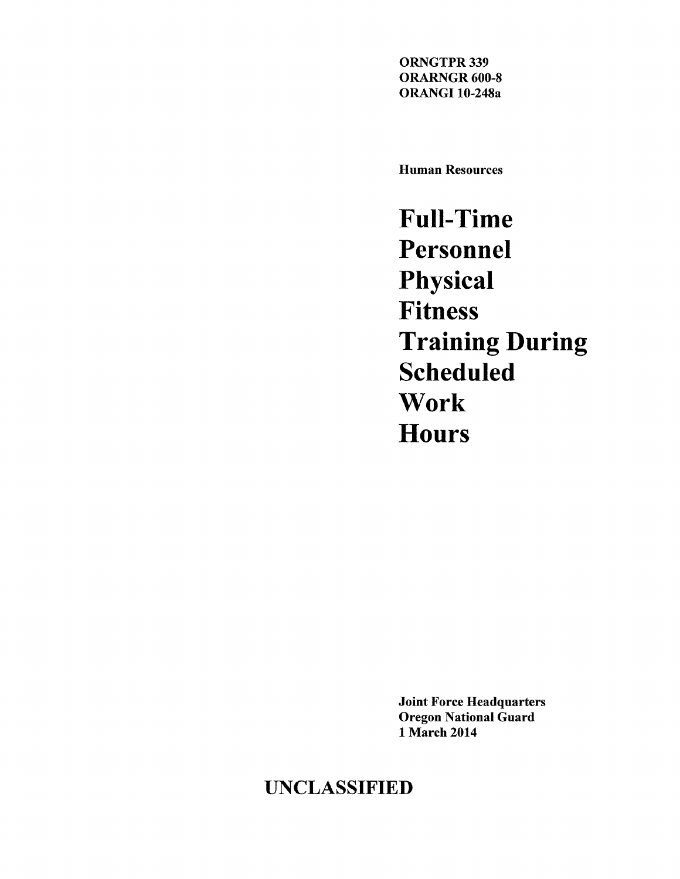**ORNGTPR 339**
**ORARNGR 600-8**
**ORANGI 10-248a**

**Human Resources**

# Full-Time Personnel Physical Fitness Training During Scheduled Work Hours

**Joint Force Headquarters**
**Oregon National Guard**
**1 March 2014**

**UNCLASSIFIED**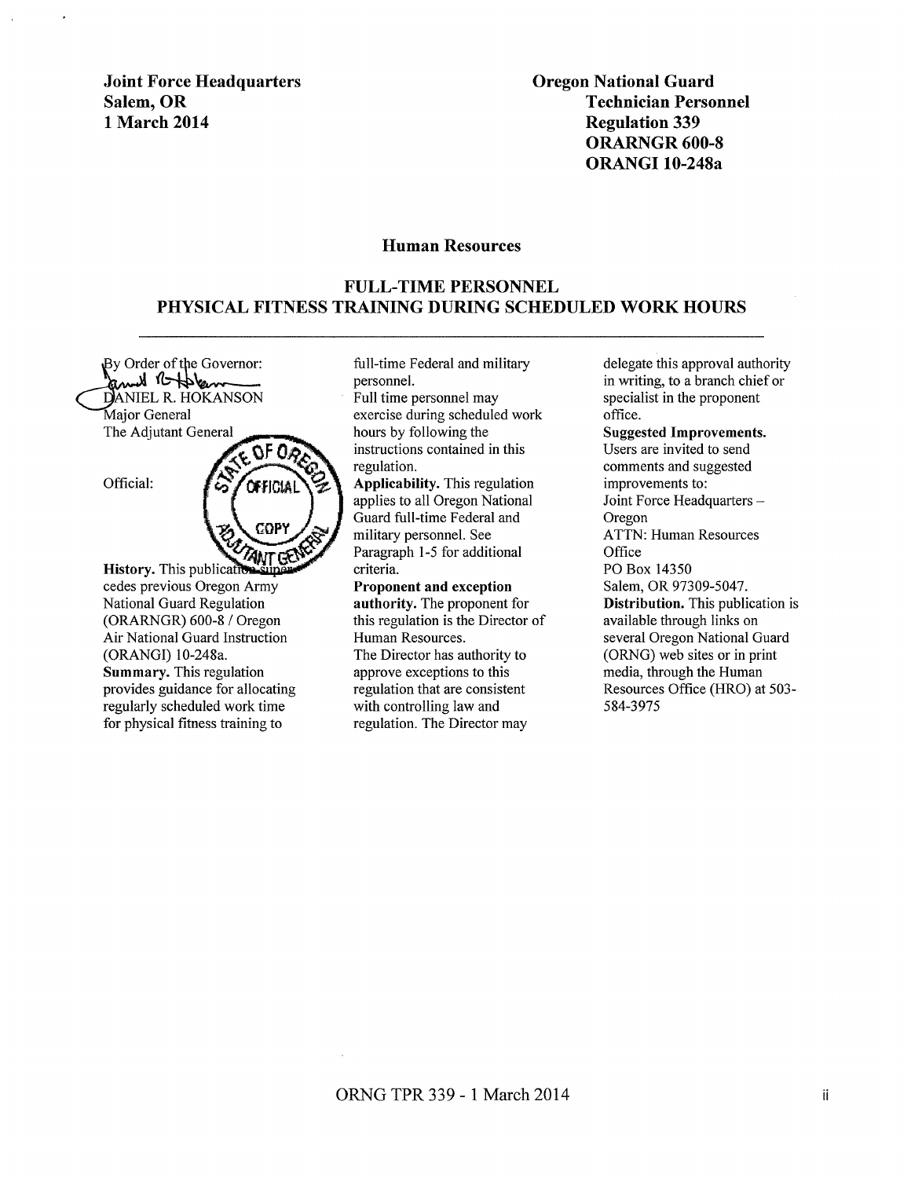**Joint Force Headquarters**
**Salem, OR**
**1 March 2014**

**Oregon National Guard**
**Technician Personnel**
**Regulation 339**
**ORARNGR 600-8**
**ORANGI 10-248a**

## Human Resources

## FULL-TIME PERSONNEL PHYSICAL FITNESS TRAINING DURING SCHEDULED WORK HOURS

By Order of the Governor:

DANIEL R. HOKANSON
Major General
The Adjutant General

Official:

**History.** This publication supersedes previous Oregon Army National Guard Regulation (ORARNGR) 600-8 / Oregon Air National Guard Instruction (ORANGI) 10-248a.

**Summary.** This regulation provides guidance for allocating regularly scheduled work time for physical fitness training to full-time Federal and military personnel.

Full time personnel may exercise during scheduled work hours by following the instructions contained in this regulation.

**Applicability.** This regulation applies to all Oregon National Guard full-time Federal and military personnel. See Paragraph 1-5 for additional criteria.

**Proponent and exception authority.** The proponent for this regulation is the Director of Human Resources.

The Director has authority to approve exceptions to this regulation that are consistent with controlling law and regulation. The Director may delegate this approval authority in writing, to a branch chief or specialist in the proponent office.

**Suggested Improvements.** Users are invited to send comments and suggested improvements to:
Joint Force Headquarters – Oregon
ATTN: Human Resources Office
PO Box 14350
Salem, OR 97309-5047.

**Distribution.** This publication is available through links on several Oregon National Guard (ORNG) web sites or in print media, through the Human Resources Office (HRO) at 503-584-3975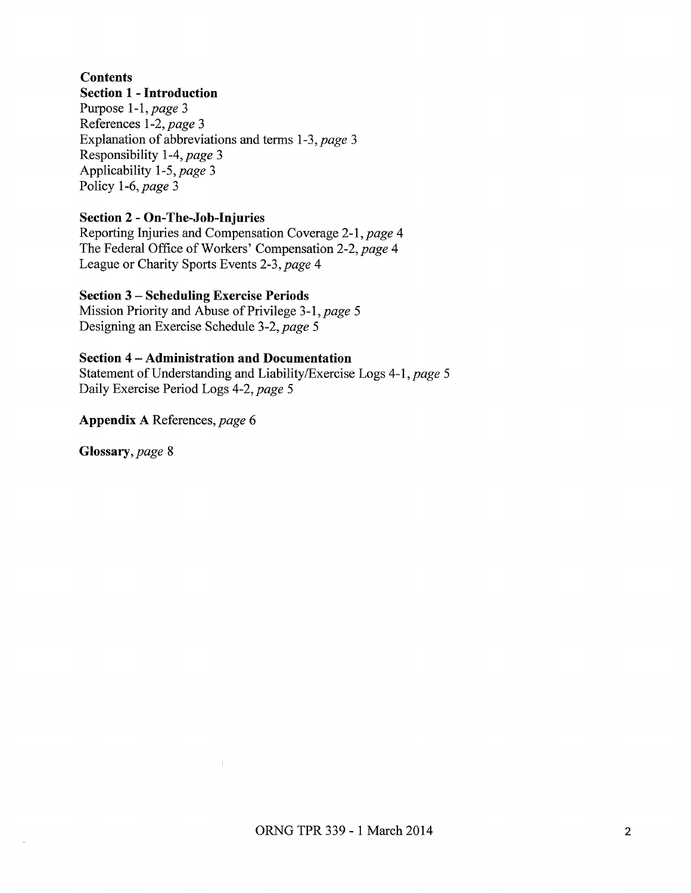**Contents**

**Section 1 - Introduction**

Purpose 1-1, *page* 3
References 1-2, *page* 3
Explanation of abbreviations and terms 1-3, *page* 3
Responsibility 1-4, *page* 3
Applicability 1-5, *page* 3
Policy 1-6, *page* 3

**Section 2 - On-The-Job-Injuries**

Reporting Injuries and Compensation Coverage 2-1, *page* 4
The Federal Office of Workers' Compensation 2-2, *page* 4
League or Charity Sports Events 2-3, *page* 4

**Section 3 – Scheduling Exercise Periods**

Mission Priority and Abuse of Privilege 3-1, *page* 5
Designing an Exercise Schedule 3-2, *page* 5

**Section 4 – Administration and Documentation**

Statement of Understanding and Liability/Exercise Logs 4-1, *page* 5
Daily Exercise Period Logs 4-2, *page* 5

**Appendix A** References, *page* 6

**Glossary**, *page* 8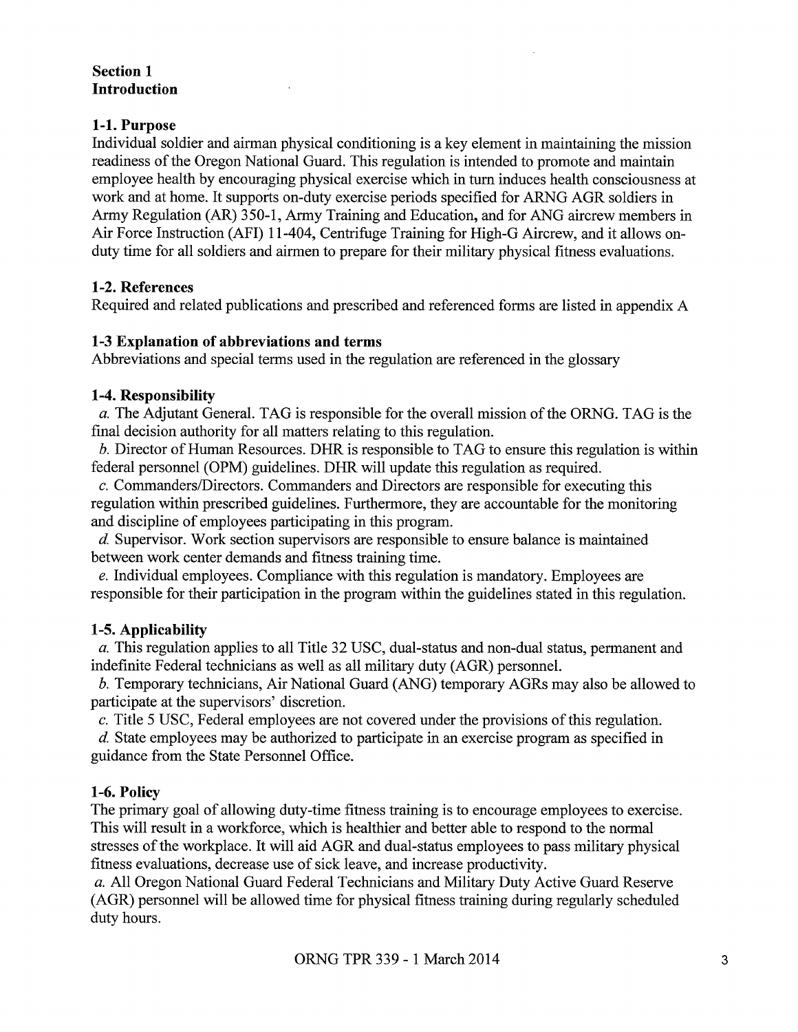## Section 1
## Introduction

### 1-1. Purpose

Individual soldier and airman physical conditioning is a key element in maintaining the mission readiness of the Oregon National Guard. This regulation is intended to promote and maintain employee health by encouraging physical exercise which in turn induces health consciousness at work and at home. It supports on-duty exercise periods specified for ARNG AGR soldiers in Army Regulation (AR) 350-1, Army Training and Education, and for ANG aircrew members in Air Force Instruction (AFI) 11-404, Centrifuge Training for High-G Aircrew, and it allows on-duty time for all soldiers and airmen to prepare for their military physical fitness evaluations.

### 1-2. References

Required and related publications and prescribed and referenced forms are listed in appendix A

### 1-3 Explanation of abbreviations and terms

Abbreviations and special terms used in the regulation are referenced in the glossary

### 1-4. Responsibility

*a.* The Adjutant General. TAG is responsible for the overall mission of the ORNG. TAG is the final decision authority for all matters relating to this regulation.

*b.* Director of Human Resources. DHR is responsible to TAG to ensure this regulation is within federal personnel (OPM) guidelines. DHR will update this regulation as required.

*c.* Commanders/Directors. Commanders and Directors are responsible for executing this regulation within prescribed guidelines. Furthermore, they are accountable for the monitoring and discipline of employees participating in this program.

*d.* Supervisor. Work section supervisors are responsible to ensure balance is maintained between work center demands and fitness training time.

*e.* Individual employees. Compliance with this regulation is mandatory. Employees are responsible for their participation in the program within the guidelines stated in this regulation.

### 1-5. Applicability

*a.* This regulation applies to all Title 32 USC, dual-status and non-dual status, permanent and indefinite Federal technicians as well as all military duty (AGR) personnel.

*b.* Temporary technicians, Air National Guard (ANG) temporary AGRs may also be allowed to participate at the supervisors' discretion.

*c.* Title 5 USC, Federal employees are not covered under the provisions of this regulation.

*d.* State employees may be authorized to participate in an exercise program as specified in guidance from the State Personnel Office.

### 1-6. Policy

The primary goal of allowing duty-time fitness training is to encourage employees to exercise. This will result in a workforce, which is healthier and better able to respond to the normal stresses of the workplace. It will aid AGR and dual-status employees to pass military physical fitness evaluations, decrease use of sick leave, and increase productivity.

*a.* All Oregon National Guard Federal Technicians and Military Duty Active Guard Reserve (AGR) personnel will be allowed time for physical fitness training during regularly scheduled duty hours.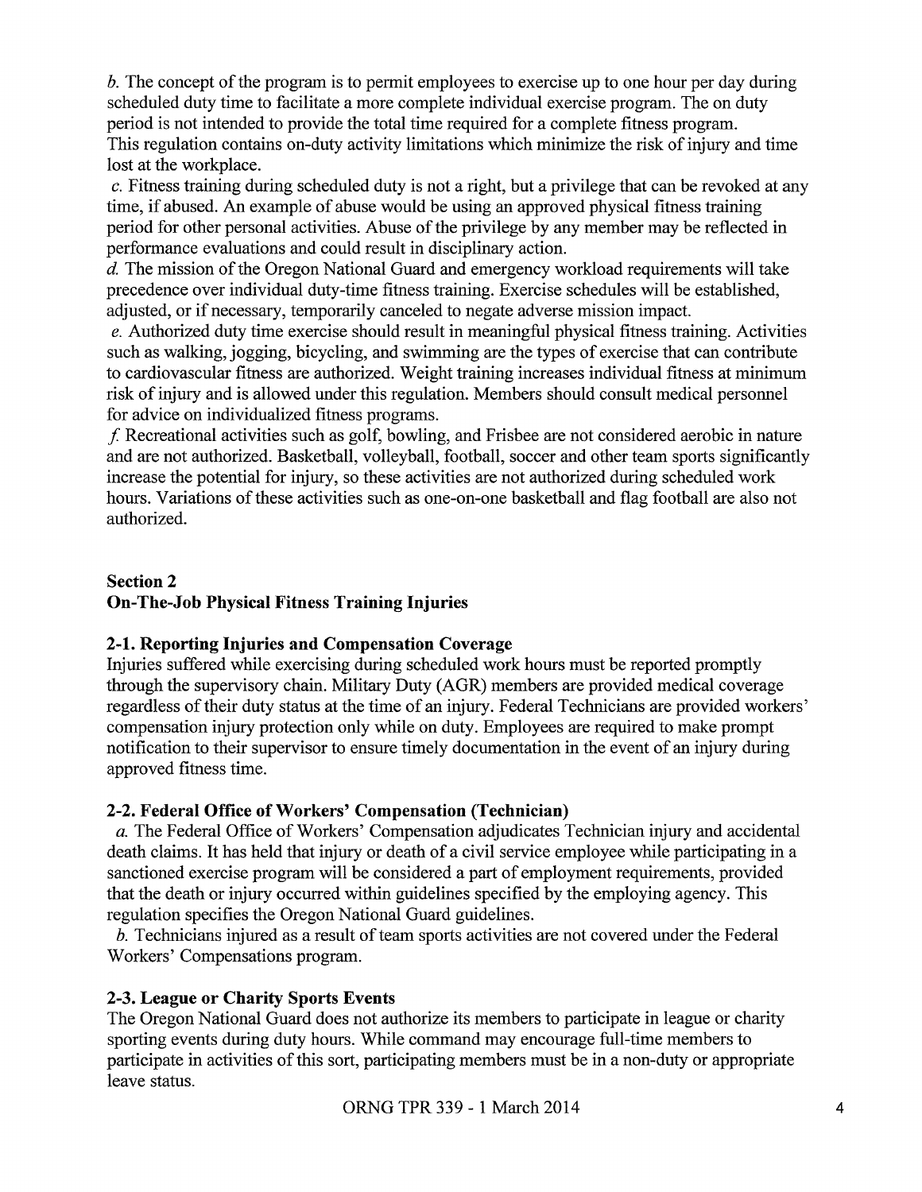*b.* The concept of the program is to permit employees to exercise up to one hour per day during scheduled duty time to facilitate a more complete individual exercise program. The on duty period is not intended to provide the total time required for a complete fitness program. This regulation contains on-duty activity limitations which minimize the risk of injury and time lost at the workplace.

*c.* Fitness training during scheduled duty is not a right, but a privilege that can be revoked at any time, if abused. An example of abuse would be using an approved physical fitness training period for other personal activities. Abuse of the privilege by any member may be reflected in performance evaluations and could result in disciplinary action.

*d.* The mission of the Oregon National Guard and emergency workload requirements will take precedence over individual duty-time fitness training. Exercise schedules will be established, adjusted, or if necessary, temporarily canceled to negate adverse mission impact.

*e.* Authorized duty time exercise should result in meaningful physical fitness training. Activities such as walking, jogging, bicycling, and swimming are the types of exercise that can contribute to cardiovascular fitness are authorized. Weight training increases individual fitness at minimum risk of injury and is allowed under this regulation. Members should consult medical personnel for advice on individualized fitness programs.

*f.* Recreational activities such as golf, bowling, and Frisbee are not considered aerobic in nature and are not authorized. Basketball, volleyball, football, soccer and other team sports significantly increase the potential for injury, so these activities are not authorized during scheduled work hours. Variations of these activities such as one-on-one basketball and flag football are also not authorized.

## Section 2
## On-The-Job Physical Fitness Training Injuries

### 2-1. Reporting Injuries and Compensation Coverage

Injuries suffered while exercising during scheduled work hours must be reported promptly through the supervisory chain. Military Duty (AGR) members are provided medical coverage regardless of their duty status at the time of an injury. Federal Technicians are provided workers' compensation injury protection only while on duty. Employees are required to make prompt notification to their supervisor to ensure timely documentation in the event of an injury during approved fitness time.

### 2-2. Federal Office of Workers' Compensation (Technician)

*a.* The Federal Office of Workers' Compensation adjudicates Technician injury and accidental death claims. It has held that injury or death of a civil service employee while participating in a sanctioned exercise program will be considered a part of employment requirements, provided that the death or injury occurred within guidelines specified by the employing agency. This regulation specifies the Oregon National Guard guidelines.

*b.* Technicians injured as a result of team sports activities are not covered under the Federal Workers' Compensations program.

### 2-3. League or Charity Sports Events

The Oregon National Guard does not authorize its members to participate in league or charity sporting events during duty hours. While command may encourage full-time members to participate in activities of this sort, participating members must be in a non-duty or appropriate leave status.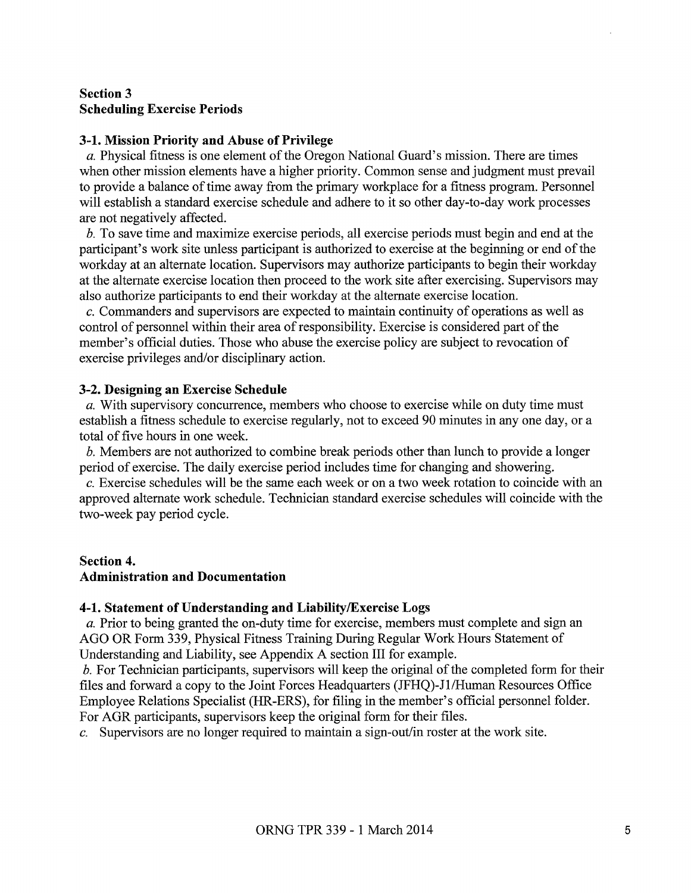## Section 3
## Scheduling Exercise Periods

### 3-1. Mission Priority and Abuse of Privilege

*a.* Physical fitness is one element of the Oregon National Guard's mission. There are times when other mission elements have a higher priority. Common sense and judgment must prevail to provide a balance of time away from the primary workplace for a fitness program. Personnel will establish a standard exercise schedule and adhere to it so other day-to-day work processes are not negatively affected.

*b.* To save time and maximize exercise periods, all exercise periods must begin and end at the participant's work site unless participant is authorized to exercise at the beginning or end of the workday at an alternate location. Supervisors may authorize participants to begin their workday at the alternate exercise location then proceed to the work site after exercising. Supervisors may also authorize participants to end their workday at the alternate exercise location.

*c.* Commanders and supervisors are expected to maintain continuity of operations as well as control of personnel within their area of responsibility. Exercise is considered part of the member's official duties. Those who abuse the exercise policy are subject to revocation of exercise privileges and/or disciplinary action.

### 3-2. Designing an Exercise Schedule

*a.* With supervisory concurrence, members who choose to exercise while on duty time must establish a fitness schedule to exercise regularly, not to exceed 90 minutes in any one day, or a total of five hours in one week.

*b.* Members are not authorized to combine break periods other than lunch to provide a longer period of exercise. The daily exercise period includes time for changing and showering.

*c.* Exercise schedules will be the same each week or on a two week rotation to coincide with an approved alternate work schedule. Technician standard exercise schedules will coincide with the two-week pay period cycle.

## Section 4.
## Administration and Documentation

### 4-1. Statement of Understanding and Liability/Exercise Logs

*a.* Prior to being granted the on-duty time for exercise, members must complete and sign an AGO OR Form 339, Physical Fitness Training During Regular Work Hours Statement of Understanding and Liability, see Appendix A section III for example.

*b.* For Technician participants, supervisors will keep the original of the completed form for their files and forward a copy to the Joint Forces Headquarters (JFHQ)-J1/Human Resources Office Employee Relations Specialist (HR-ERS), for filing in the member's official personnel folder. For AGR participants, supervisors keep the original form for their files.

*c.* Supervisors are no longer required to maintain a sign-out/in roster at the work site.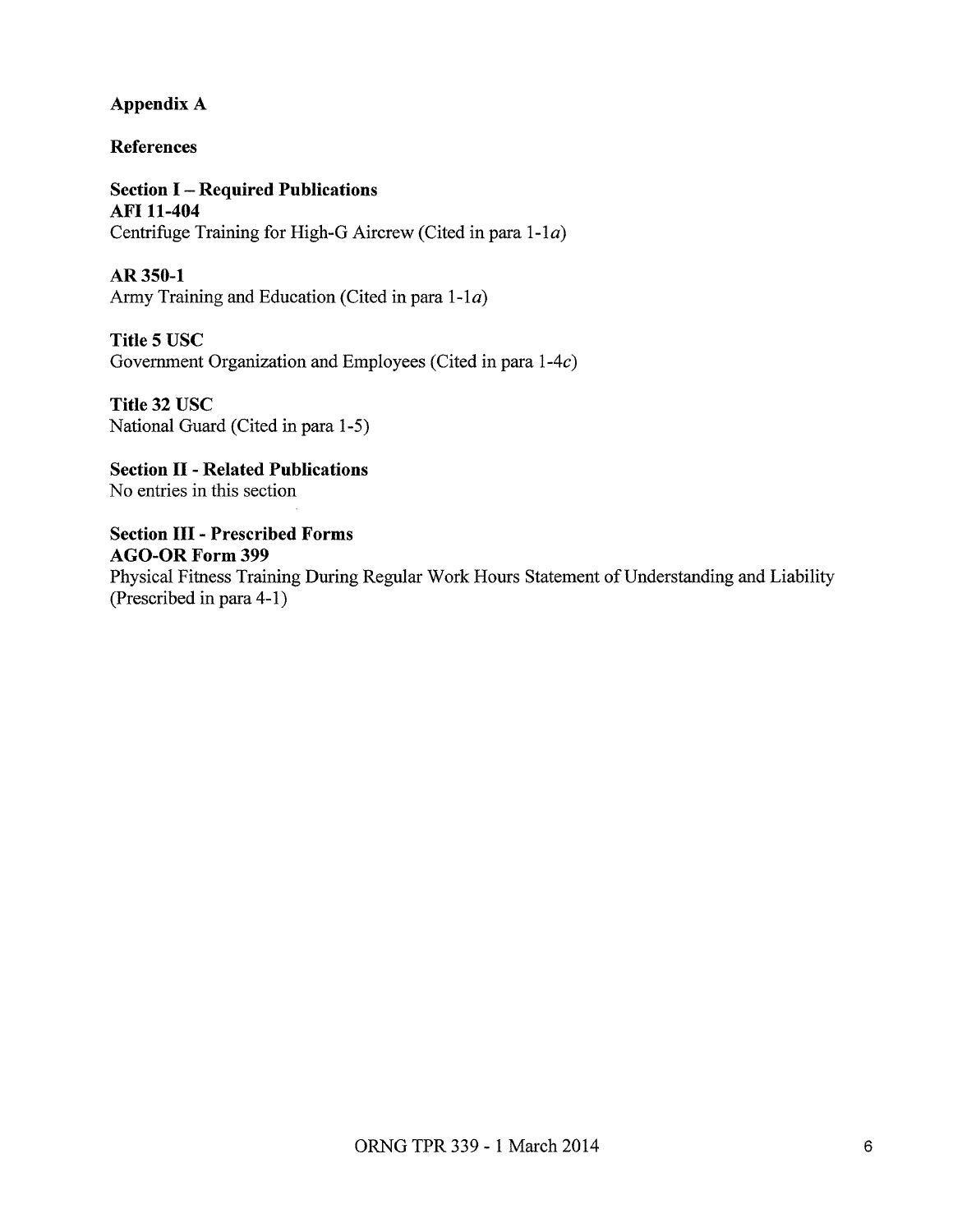# Appendix A

## References

### Section I – Required Publications

**AFI 11-404**
Centrifuge Training for High-G Aircrew (Cited in para 1-1*a*)

**AR 350-1**
Army Training and Education (Cited in para 1-1*a*)

**Title 5 USC**
Government Organization and Employees (Cited in para 1-4*c*)

**Title 32 USC**
National Guard (Cited in para 1-5)

### Section II - Related Publications

No entries in this section

### Section III - Prescribed Forms

**AGO-OR Form 399**
Physical Fitness Training During Regular Work Hours Statement of Understanding and Liability (Prescribed in para 4-1)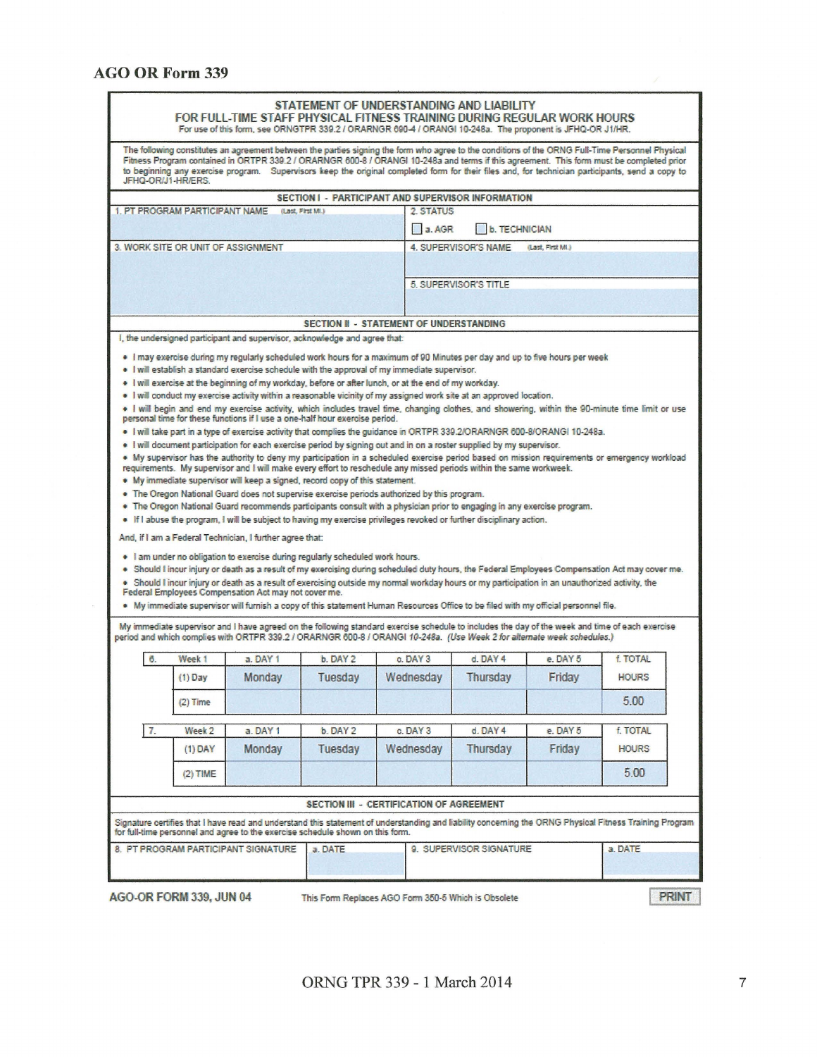# AGO OR Form 339

## STATEMENT OF UNDERSTANDING AND LIABILITY
## FOR FULL-TIME STAFF PHYSICAL FITNESS TRAINING DURING REGULAR WORK HOURS

For use of this form, see ORNGTPR 339.2 / ORARNGR 600-4 / ORANGI 10-248a. The proponent is JFHQ-OR J1/HR.

The following constitutes an agreement between the parties signing the form who agree to the conditions of the ORNG Full-Time Personnel Physical Fitness Program contained in ORTPR 339.2 / ORARNGR 600-8 / ORANGI 10-248a and terms if this agreement. This form must be completed prior to beginning any exercise program. Supervisors keep the original completed form for their files and, for technician participants, send a copy to JFHQ-OR/J1-HR/ERS.

### SECTION I - PARTICIPANT AND SUPERVISOR INFORMATION

| 1. PT PROGRAM PARTICIPANT NAME (Last, First MI.) | 2. STATUS ☐ a. AGR ☐ b. TECHNICIAN |
|---|---|
| 3. WORK SITE OR UNIT OF ASSIGNMENT | 4. SUPERVISOR'S NAME (Last, First MI.) |
| | 5. SUPERVISOR'S TITLE |

### SECTION II - STATEMENT OF UNDERSTANDING

I, the undersigned participant and supervisor, acknowledge and agree that:

- I may exercise during my regularly scheduled work hours for a maximum of 90 Minutes per day and up to five hours per week
- I will establish a standard exercise schedule with the approval of my immediate supervisor.
- I will exercise at the beginning of my workday, before or after lunch, or at the end of my workday.
- I will conduct my exercise activity within a reasonable vicinity of my assigned work site at an approved location.
- I will begin and end my exercise activity, which includes travel time, changing clothes, and showering, within the 90-minute time limit or use personal time for these functions if I use a one-half hour exercise period.
- I will take part in a type of exercise activity that complies the guidance in ORTPR 339.2/ORARNGR 600-8/ORANGI 10-248a.
- I will document participation for each exercise period by signing out and in on a roster supplied by my supervisor.
- My supervisor has the authority to deny my participation in a scheduled exercise period based on mission requirements or emergency workload requirements. My supervisor and I will make every effort to reschedule any missed periods within the same workweek.
- My immediate supervisor will keep a signed, record copy of this statement.
- The Oregon National Guard does not supervise exercise periods authorized by this program.
- The Oregon National Guard recommends participants consult with a physician prior to engaging in any exercise program.
- If I abuse the program, I will be subject to having my exercise privileges revoked or further disciplinary action.

And, if I am a Federal Technician, I further agree that:

- I am under no obligation to exercise during regularly scheduled work hours.
- Should I incur injury or death as a result of my exercising during scheduled duty hours, the Federal Employees Compensation Act may cover me.
- Should I incur injury or death as a result of exercising outside my normal workday hours or my participation in an unauthorized activity, the Federal Employees Compensation Act may not cover me.
- My immediate supervisor will furnish a copy of this statement Human Resources Office to be filed with my official personnel file.

My immediate supervisor and I have agreed on the following standard exercise schedule to includes the day of the week and time of each exercise period and which complies with ORTPR 339.2 / ORARNGR 600-8 / ORANGI 10-248a. *(Use Week 2 for alternate week schedules.)*

| 6. | Week 1 | a. DAY 1 | b. DAY 2 | c. DAY 3 | d. DAY 4 | e. DAY 5 | f. TOTAL |
|---|---|---|---|---|---|---|---|
| | (1) Day | Monday | Tuesday | Wednesday | Thursday | Friday | HOURS |
| | (2) Time | | | | | | 5.00 |

| 7. | Week 2 | a. DAY 1 | b. DAY 2 | c. DAY 3 | d. DAY 4 | e. DAY 5 | f. TOTAL |
|---|---|---|---|---|---|---|---|
| | (1) DAY | Monday | Tuesday | Wednesday | Thursday | Friday | HOURS |
| | (2) TIME | | | | | | 5.00 |

### SECTION III - CERTIFICATION OF AGREEMENT

Signature certifies that I have read and understand this statement of understanding and liability concerning the ORNG Physical Fitness Training Program for full-time personnel and agree to the exercise schedule shown on this form.

| 8. PT PROGRAM PARTICIPANT SIGNATURE | a. DATE | 9. SUPERVISOR SIGNATURE | a. DATE |
|---|---|---|---|
| | | | |

AGO-OR FORM 339, JUN 04 — This Form Replaces AGO Form 350-5 Which is Obsolete

PRINT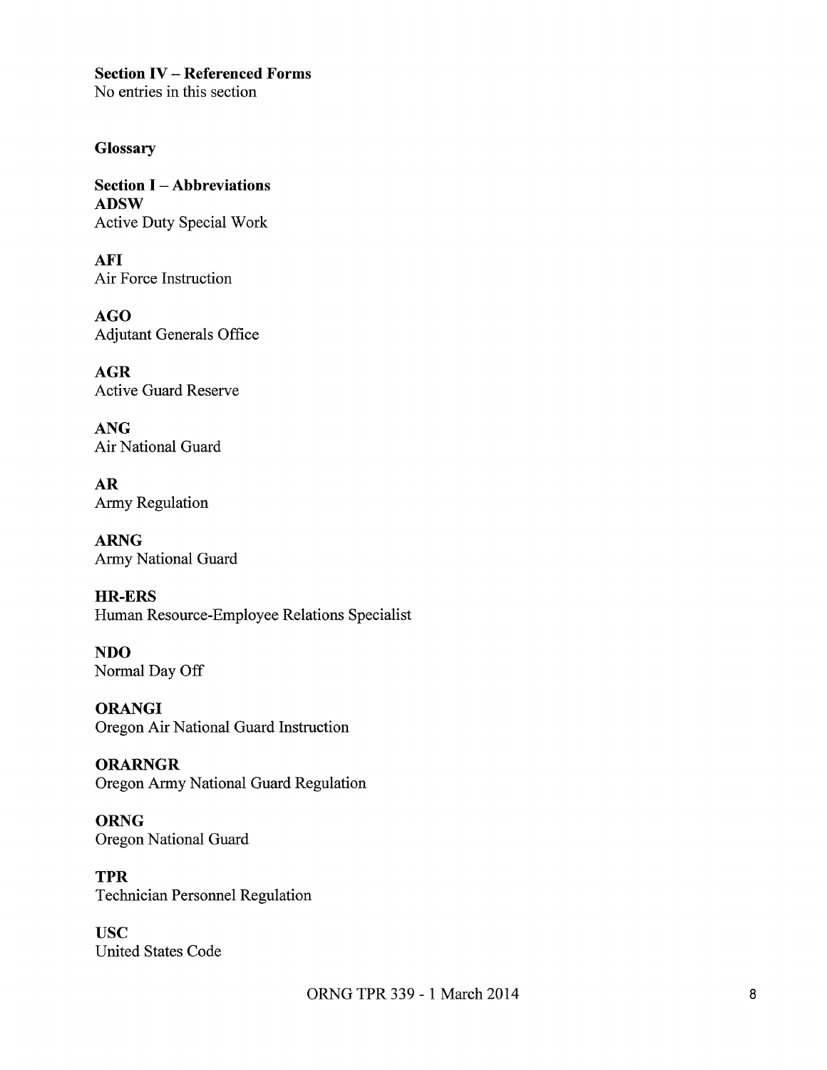**Section IV – Referenced Forms**
No entries in this section

## Glossary

### Section I – Abbreviations

**ADSW**
Active Duty Special Work

**AFI**
Air Force Instruction

**AGO**
Adjutant Generals Office

**AGR**
Active Guard Reserve

**ANG**
Air National Guard

**AR**
Army Regulation

**ARNG**
Army National Guard

**HR-ERS**
Human Resource-Employee Relations Specialist

**NDO**
Normal Day Off

**ORANGI**
Oregon Air National Guard Instruction

**ORARNGR**
Oregon Army National Guard Regulation

**ORNG**
Oregon National Guard

**TPR**
Technician Personnel Regulation

**USC**
United States Code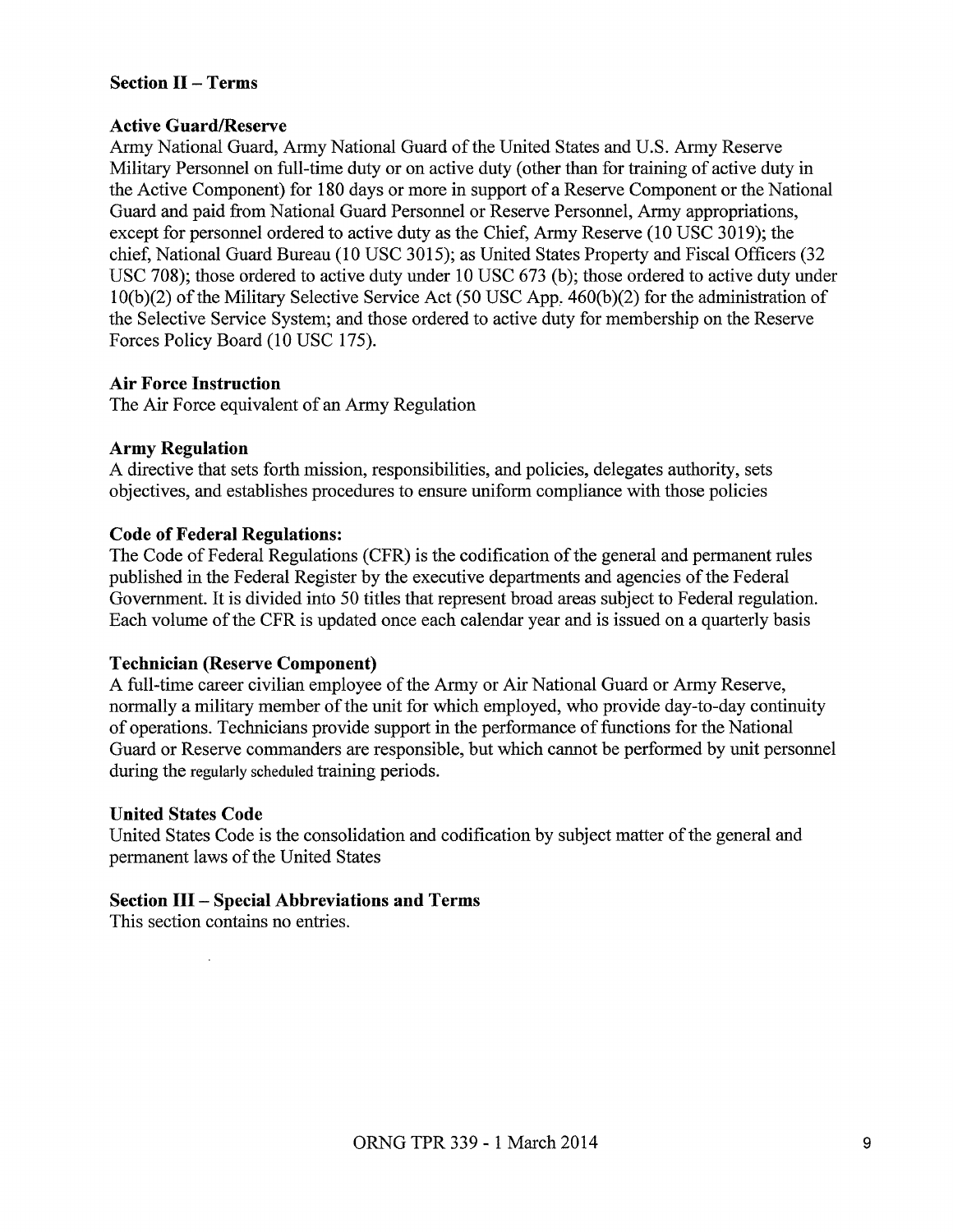## Section II – Terms

**Active Guard/Reserve**

Army National Guard, Army National Guard of the United States and U.S. Army Reserve Military Personnel on full-time duty or on active duty (other than for training of active duty in the Active Component) for 180 days or more in support of a Reserve Component or the National Guard and paid from National Guard Personnel or Reserve Personnel, Army appropriations, except for personnel ordered to active duty as the Chief, Army Reserve (10 USC 3019); the chief, National Guard Bureau (10 USC 3015); as United States Property and Fiscal Officers (32 USC 708); those ordered to active duty under 10 USC 673 (b); those ordered to active duty under 10(b)(2) of the Military Selective Service Act (50 USC App. 460(b)(2) for the administration of the Selective Service System; and those ordered to active duty for membership on the Reserve Forces Policy Board (10 USC 175).

**Air Force Instruction**

The Air Force equivalent of an Army Regulation

**Army Regulation**

A directive that sets forth mission, responsibilities, and policies, delegates authority, sets objectives, and establishes procedures to ensure uniform compliance with those policies

**Code of Federal Regulations:**

The Code of Federal Regulations (CFR) is the codification of the general and permanent rules published in the Federal Register by the executive departments and agencies of the Federal Government. It is divided into 50 titles that represent broad areas subject to Federal regulation. Each volume of the CFR is updated once each calendar year and is issued on a quarterly basis

**Technician (Reserve Component)**

A full-time career civilian employee of the Army or Air National Guard or Army Reserve, normally a military member of the unit for which employed, who provide day-to-day continuity of operations. Technicians provide support in the performance of functions for the National Guard or Reserve commanders are responsible, but which cannot be performed by unit personnel during the regularly scheduled training periods.

**United States Code**

United States Code is the consolidation and codification by subject matter of the general and permanent laws of the United States

## Section III – Special Abbreviations and Terms

This section contains no entries.